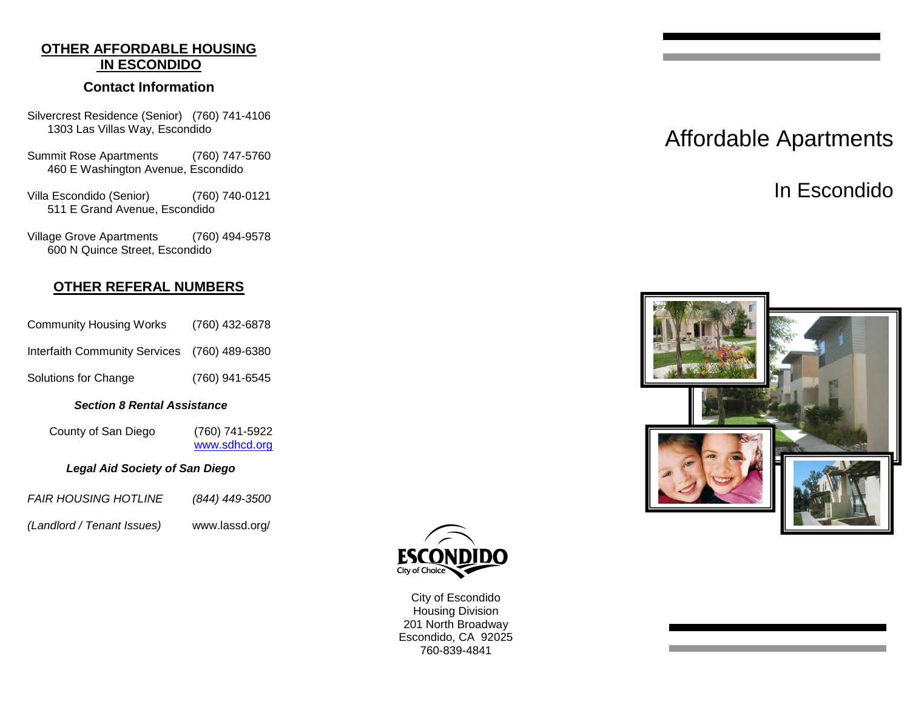## OTHER AFFORDABLE HOUSING IN ESCONDIDO

### Contact Information

Silvercrest Residence (Senior) (760) 741-4106
1303 Las Villas Way, Escondido

Summit Rose Apartments (760) 747-5760
460 E Washington Avenue, Escondido

Villa Escondido (Senior) (760) 740-0121
511 E Grand Avenue, Escondido

Village Grove Apartments (760) 494-9578
600 N Quince Street, Escondido

## OTHER REFERAL NUMBERS

Community Housing Works (760) 432-6878

Interfaith Community Services (760) 489-6380

Solutions for Change (760) 941-6545

***Section 8 Rental Assistance***

County of San Diego (760) 741-5922
www.sdhcd.org

***Legal Aid Society of San Diego***

*FAIR HOUSING HOTLINE* *(844) 449-3500*

*(Landlord / Tenant Issues)* www.lassd.org/

ESCONDIDO
City of Choice

City of Escondido
Housing Division
201 North Broadway
Escondido, CA 92025
760-839-4841

# Affordable Apartments

## In Escondido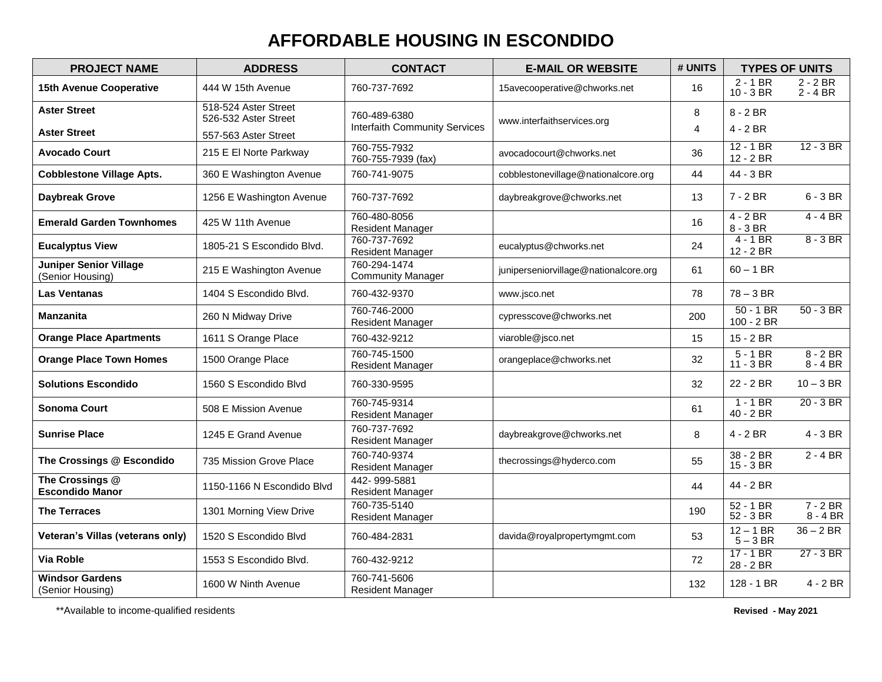# AFFORDABLE HOUSING IN ESCONDIDO

| PROJECT NAME | ADDRESS | CONTACT | E-MAIL OR WEBSITE | # UNITS | TYPES OF UNITS |
|---|---|---|---|---|---|
| **15th Avenue Cooperative** | 444 W 15th Avenue | 760-737-7692 | 15avecooperative@chworks.net | 16 | 2 - 1 BR 2 - 2 BR 10 - 3 BR 2 - 4 BR |
| **Aster Street** | 518-524 Aster Street 526-532 Aster Street | 760-489-6380 Interfaith Community Services | www.interfaithservices.org | 8 | 8 - 2 BR |
| **Aster Street** | 557-563 Aster Street | | | 4 | 4 - 2 BR |
| **Avocado Court** | 215 E El Norte Parkway | 760-755-7932 760-755-7939 (fax) | avocadocourt@chworks.net | 36 | 12 - 1 BR 12 - 3 BR 12 - 2 BR |
| **Cobblestone Village Apts.** | 360 E Washington Avenue | 760-741-9075 | cobblestonevillage@nationalcore.org | 44 | 44 - 3 BR |
| **Daybreak Grove** | 1256 E Washington Avenue | 760-737-7692 | daybreakgrove@chworks.net | 13 | 7 - 2 BR 6 - 3 BR |
| **Emerald Garden Townhomes** | 425 W 11th Avenue | 760-480-8056 Resident Manager | | 16 | 4 - 2 BR 4 - 4 BR 8 - 3 BR |
| **Eucalyptus View** | 1805-21 S Escondido Blvd. | 760-737-7692 Resident Manager | eucalyptus@chworks.net | 24 | 4 - 1 BR 8 - 3 BR 12 - 2 BR |
| **Juniper Senior Village** (Senior Housing) | 215 E Washington Avenue | 760-294-1474 Community Manager | juniperseniorvillage@nationalcore.org | 61 | 60 – 1 BR |
| **Las Ventanas** | 1404 S Escondido Blvd. | 760-432-9370 | www.jsco.net | 78 | 78 – 3 BR |
| **Manzanita** | 260 N Midway Drive | 760-746-2000 Resident Manager | cypresscove@chworks.net | 200 | 50 - 1 BR 50 - 3 BR 100 - 2 BR |
| **Orange Place Apartments** | 1611 S Orange Place | 760-432-9212 | viaroble@jsco.net | 15 | 15 - 2 BR |
| **Orange Place Town Homes** | 1500 Orange Place | 760-745-1500 Resident Manager | orangeplace@chworks.net | 32 | 5 - 1 BR 8 - 2 BR 11 - 3 BR 8 - 4 BR |
| **Solutions Escondido** | 1560 S Escondido Blvd | 760-330-9595 | | 32 | 22 - 2 BR 10 – 3 BR |
| **Sonoma Court** | 508 E Mission Avenue | 760-745-9314 Resident Manager | | 61 | 1 - 1 BR 20 - 3 BR 40 - 2 BR |
| **Sunrise Place** | 1245 E Grand Avenue | 760-737-7692 Resident Manager | daybreakgrove@chworks.net | 8 | 4 - 2 BR 4 - 3 BR |
| **The Crossings @ Escondido** | 735 Mission Grove Place | 760-740-9374 Resident Manager | thecrossings@hyderco.com | 55 | 38 - 2 BR 2 - 4 BR 15 - 3 BR |
| **The Crossings @ Escondido Manor** | 1150-1166 N Escondido Blvd | 442- 999-5881 Resident Manager | | 44 | 44 - 2 BR |
| **The Terraces** | 1301 Morning View Drive | 760-735-5140 Resident Manager | | 190 | 52 - 1 BR 7 - 2 BR 52 - 3 BR 8 - 4 BR |
| **Veteran's Villas (veterans only)** | 1520 S Escondido Blvd | 760-484-2831 | davida@royalpropertymgmt.com | 53 | 12 – 1 BR 36 – 2 BR 5 – 3 BR |
| **Via Roble** | 1553 S Escondido Blvd. | 760-432-9212 | | 72 | 17 - 1 BR 27 - 3 BR 28 - 2 BR |
| **Windsor Gardens** (Senior Housing) | 1600 W Ninth Avenue | 760-741-5606 Resident Manager | | 132 | 128 - 1 BR 4 - 2 BR |

**Available to income-qualified residents

**Revised - May 2021**